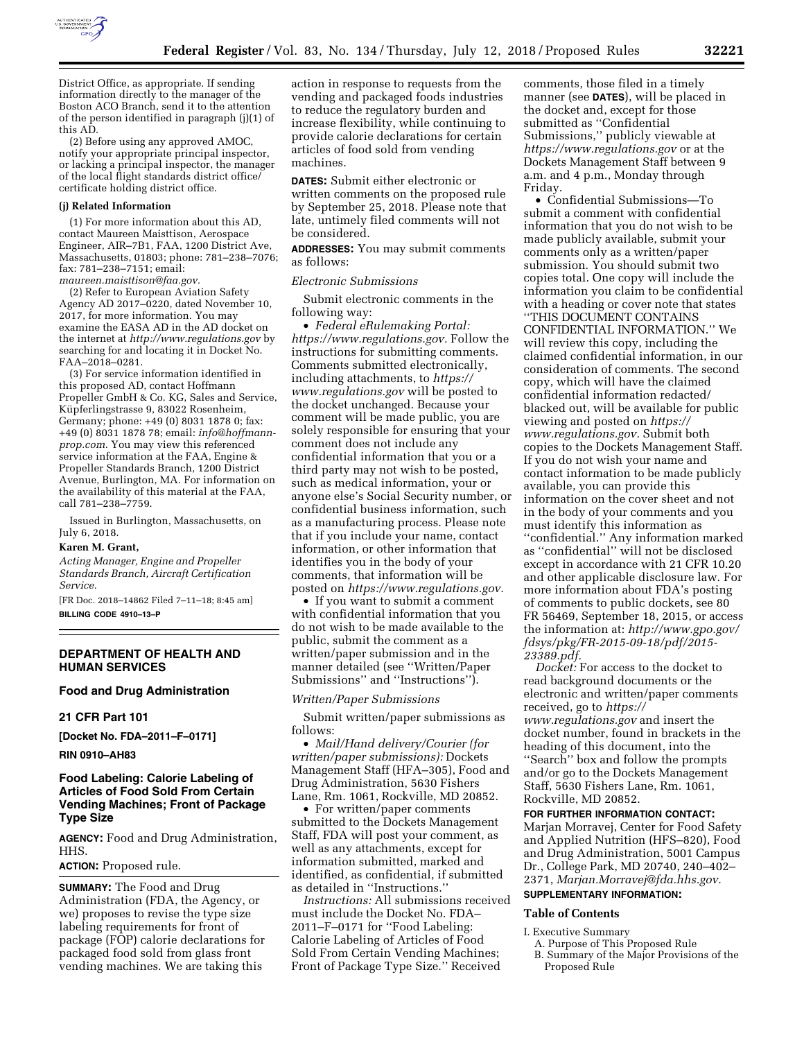District Office, as appropriate. If sending information directly to the manager of the Boston ACO Branch, send it to the attention of the person identified in paragraph (j)(1) of this AD.

(2) Before using any approved AMOC, notify your appropriate principal inspector, or lacking a principal inspector, the manager of the local flight standards district office/certificate holding district office.

**(j) Related Information**

(1) For more information about this AD, contact Maureen Maisttison, Aerospace Engineer, AIR–7B1, FAA, 1200 District Ave, Massachusetts, 01803; phone: 781–238–7076; fax: 781–238–7151; email: *maureen.maisttison@faa.gov.*

(2) Refer to European Aviation Safety Agency AD 2017–0220, dated November 10, 2017, for more information. You may examine the EASA AD in the AD docket on the internet at *http://www.regulations.gov* by searching for and locating it in Docket No. FAA–2018–0281.

(3) For service information identified in this proposed AD, contact Hoffmann Propeller GmbH & Co. KG, Sales and Service, Küpferlingstrasse 9, 83022 Rosenheim, Germany; phone: +49 (0) 8031 1878 0; fax: +49 (0) 8031 1878 78; email: *info@hoffmann-prop.com.* You may view this referenced service information at the FAA, Engine & Propeller Standards Branch, 1200 District Avenue, Burlington, MA. For information on the availability of this material at the FAA, call 781–238–7759.

Issued in Burlington, Massachusetts, on July 6, 2018.

**Karen M. Grant,**

*Acting Manager, Engine and Propeller Standards Branch, Aircraft Certification Service.*

[FR Doc. 2018–14862 Filed 7–11–18; 8:45 am]

**BILLING CODE 4910–13–P**

---

## DEPARTMENT OF HEALTH AND HUMAN SERVICES

### Food and Drug Administration

### 21 CFR Part 101

**[Docket No. FDA–2011–F–0171]**

**RIN 0910–AH83**

## Food Labeling: Calorie Labeling of Articles of Food Sold From Certain Vending Machines; Front of Package Type Size

**AGENCY:** Food and Drug Administration, HHS.

**ACTION:** Proposed rule.

**SUMMARY:** The Food and Drug Administration (FDA, the Agency, or we) proposes to revise the type size labeling requirements for front of package (FOP) calorie declarations for packaged food sold from glass front vending machines. We are taking this action in response to requests from the vending and packaged foods industries to reduce the regulatory burden and increase flexibility, while continuing to provide calorie declarations for certain articles of food sold from vending machines.

**DATES:** Submit either electronic or written comments on the proposed rule by September 25, 2018. Please note that late, untimely filed comments will not be considered.

**ADDRESSES:** You may submit comments as follows:

*Electronic Submissions*

Submit electronic comments in the following way:

• *Federal eRulemaking Portal: https://www.regulations.gov.* Follow the instructions for submitting comments. Comments submitted electronically, including attachments, to *https://www.regulations.gov* will be posted to the docket unchanged. Because your comment will be made public, you are solely responsible for ensuring that your comment does not include any confidential information that you or a third party may not wish to be posted, such as medical information, your or anyone else's Social Security number, or confidential business information, such as a manufacturing process. Please note that if you include your name, contact information, or other information that identifies you in the body of your comments, that information will be posted on *https://www.regulations.gov.*

• If you want to submit a comment with confidential information that you do not wish to be made available to the public, submit the comment as a written/paper submission and in the manner detailed (see ''Written/Paper Submissions'' and ''Instructions'').

*Written/Paper Submissions*

Submit written/paper submissions as follows:

• *Mail/Hand delivery/Courier (for written/paper submissions):* Dockets Management Staff (HFA–305), Food and Drug Administration, 5630 Fishers Lane, Rm. 1061, Rockville, MD 20852.

• For written/paper comments submitted to the Dockets Management Staff, FDA will post your comment, as well as any attachments, except for information submitted, marked and identified, as confidential, if submitted as detailed in ''Instructions.''

*Instructions:* All submissions received must include the Docket No. FDA–2011–F–0171 for ''Food Labeling: Calorie Labeling of Articles of Food Sold From Certain Vending Machines; Front of Package Type Size.'' Received comments, those filed in a timely manner (see **DATES**), will be placed in the docket and, except for those submitted as ''Confidential Submissions,'' publicly viewable at *https://www.regulations.gov* or at the Dockets Management Staff between 9 a.m. and 4 p.m., Monday through Friday.

• Confidential Submissions—To submit a comment with confidential information that you do not wish to be made publicly available, submit your comments only as a written/paper submission. You should submit two copies total. One copy will include the information you claim to be confidential with a heading or cover note that states ''THIS DOCUMENT CONTAINS CONFIDENTIAL INFORMATION.'' We will review this copy, including the claimed confidential information, in our consideration of comments. The second copy, which will have the claimed confidential information redacted/blacked out, will be available for public viewing and posted on *https://www.regulations.gov.* Submit both copies to the Dockets Management Staff. If you do not wish your name and contact information to be made publicly available, you can provide this information on the cover sheet and not in the body of your comments and you must identify this information as ''confidential.'' Any information marked as ''confidential'' will not be disclosed except in accordance with 21 CFR 10.20 and other applicable disclosure law. For more information about FDA's posting of comments to public dockets, see 80 FR 56469, September 18, 2015, or access the information at: *http://www.gpo.gov/fdsys/pkg/FR-2015-09-18/pdf/2015-23389.pdf.*

*Docket:* For access to the docket to read background documents or the electronic and written/paper comments received, go to *https://www.regulations.gov* and insert the docket number, found in brackets in the heading of this document, into the ''Search'' box and follow the prompts and/or go to the Dockets Management Staff, 5630 Fishers Lane, Rm. 1061, Rockville, MD 20852.

**FOR FURTHER INFORMATION CONTACT:** Marjan Morravej, Center for Food Safety and Applied Nutrition (HFS–820), Food and Drug Administration, 5001 Campus Dr., College Park, MD 20740, 240–402–2371, *Marjan.Morravej@fda.hhs.gov.*

**SUPPLEMENTARY INFORMATION:**

**Table of Contents**

I. Executive Summary
  A. Purpose of This Proposed Rule
  B. Summary of the Major Provisions of the Proposed Rule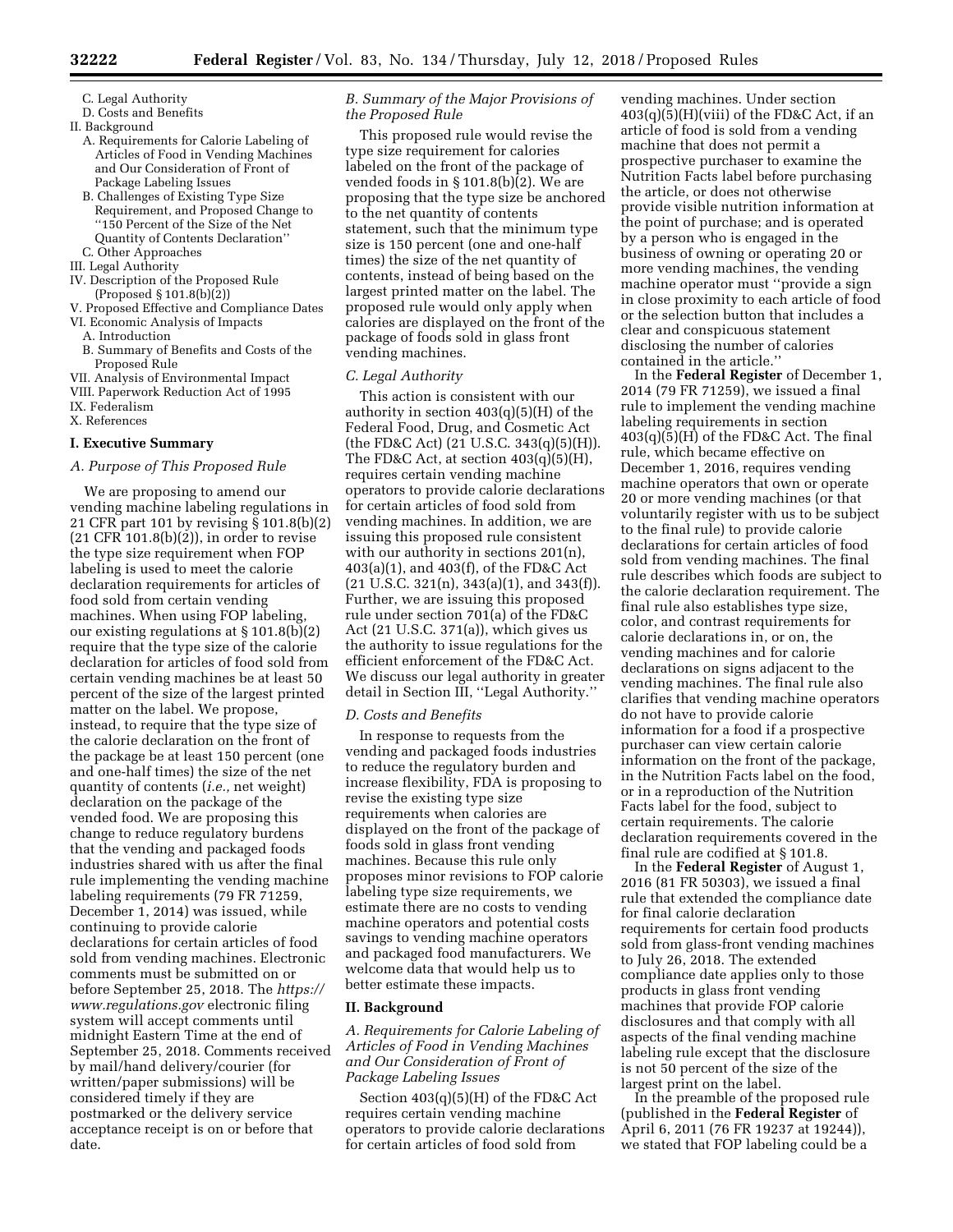C. Legal Authority
D. Costs and Benefits

II. Background
A. Requirements for Calorie Labeling of Articles of Food in Vending Machines and Our Consideration of Front of Package Labeling Issues
B. Challenges of Existing Type Size Requirement, and Proposed Change to "150 Percent of the Size of the Net Quantity of Contents Declaration"
C. Other Approaches

III. Legal Authority

IV. Description of the Proposed Rule (Proposed § 101.8(b)(2))

V. Proposed Effective and Compliance Dates

VI. Economic Analysis of Impacts
A. Introduction
B. Summary of Benefits and Costs of the Proposed Rule

VII. Analysis of Environmental Impact

VIII. Paperwork Reduction Act of 1995

IX. Federalism

X. References

## I. Executive Summary

### A. Purpose of This Proposed Rule

We are proposing to amend our vending machine labeling regulations in 21 CFR part 101 by revising § 101.8(b)(2) (21 CFR 101.8(b)(2)), in order to revise the type size requirement when FOP labeling is used to meet the calorie declaration requirements for articles of food sold from certain vending machines. When using FOP labeling, our existing regulations at § 101.8(b)(2) require that the type size of the calorie declaration for articles of food sold from certain vending machines be at least 50 percent of the size of the largest printed matter on the label. We propose, instead, to require that the type size of the calorie declaration on the front of the package be at least 150 percent (one and one-half times) the size of the net quantity of contents (*i.e.,* net weight) declaration on the package of the vended food. We are proposing this change to reduce regulatory burdens that the vending and packaged foods industries shared with us after the final rule implementing the vending machine labeling requirements (79 FR 71259, December 1, 2014) was issued, while continuing to provide calorie declarations for certain articles of food sold from vending machines. Electronic comments must be submitted on or before September 25, 2018. The *https://www.regulations.gov* electronic filing system will accept comments until midnight Eastern Time at the end of September 25, 2018. Comments received by mail/hand delivery/courier (for written/paper submissions) will be considered timely if they are postmarked or the delivery service acceptance receipt is on or before that date.

### B. Summary of the Major Provisions of the Proposed Rule

This proposed rule would revise the type size requirement for calories labeled on the front of the package of vended foods in § 101.8(b)(2). We are proposing that the type size be anchored to the net quantity of contents statement, such that the minimum type size is 150 percent (one and one-half times) the size of the net quantity of contents, instead of being based on the largest printed matter on the label. The proposed rule would only apply when calories are displayed on the front of the package of foods sold in glass front vending machines.

### C. Legal Authority

This action is consistent with our authority in section 403(q)(5)(H) of the Federal Food, Drug, and Cosmetic Act (the FD&C Act) (21 U.S.C. 343(q)(5)(H)). The FD&C Act, at section 403(q)(5)(H), requires certain vending machine operators to provide calorie declarations for certain articles of food sold from vending machines. In addition, we are issuing this proposed rule consistent with our authority in sections 201(n), 403(a)(1), and 403(f), of the FD&C Act (21 U.S.C. 321(n), 343(a)(1), and 343(f)). Further, we are issuing this proposed rule under section 701(a) of the FD&C Act (21 U.S.C. 371(a)), which gives us the authority to issue regulations for the efficient enforcement of the FD&C Act. We discuss our legal authority in greater detail in Section III, "Legal Authority."

### D. Costs and Benefits

In response to requests from the vending and packaged foods industries to reduce the regulatory burden and increase flexibility, FDA is proposing to revise the existing type size requirements when calories are displayed on the front of the package of foods sold in glass front vending machines. Because this rule only proposes minor revisions to FOP calorie labeling type size requirements, we estimate there are no costs to vending machine operators and potential costs savings to vending machine operators and packaged food manufacturers. We welcome data that would help us to better estimate these impacts.

## II. Background

### A. Requirements for Calorie Labeling of Articles of Food in Vending Machines and Our Consideration of Front of Package Labeling Issues

Section 403(q)(5)(H) of the FD&C Act requires certain vending machine operators to provide calorie declarations for certain articles of food sold from vending machines. Under section 403(q)(5)(H)(viii) of the FD&C Act, if an article of food is sold from a vending machine that does not permit a prospective purchaser to examine the Nutrition Facts label before purchasing the article, or does not otherwise provide visible nutrition information at the point of purchase; and is operated by a person who is engaged in the business of owning or operating 20 or more vending machines, the vending machine operator must "provide a sign in close proximity to each article of food or the selection button that includes a clear and conspicuous statement disclosing the number of calories contained in the article."

In the **Federal Register** of December 1, 2014 (79 FR 71259), we issued a final rule to implement the vending machine labeling requirements in section 403(q)(5)(H) of the FD&C Act. The final rule, which became effective on December 1, 2016, requires vending machine operators that own or operate 20 or more vending machines (or that voluntarily register with us to be subject to the final rule) to provide calorie declarations for certain articles of food sold from vending machines. The final rule describes which foods are subject to the calorie declaration requirement. The final rule also establishes type size, color, and contrast requirements for calorie declarations in, or on, the vending machines and for calorie declarations on signs adjacent to the vending machines. The final rule also clarifies that vending machine operators do not have to provide calorie information for a food if a prospective purchaser can view certain calorie information on the front of the package, in the Nutrition Facts label on the food, or in a reproduction of the Nutrition Facts label for the food, subject to certain requirements. The calorie declaration requirements covered in the final rule are codified at § 101.8.

In the **Federal Register** of August 1, 2016 (81 FR 50303), we issued a final rule that extended the compliance date for final calorie declaration requirements for certain food products sold from glass-front vending machines to July 26, 2018. The extended compliance date applies only to those products in glass front vending machines that provide FOP calorie disclosures and that comply with all aspects of the final vending machine labeling rule except that the disclosure is not 50 percent of the size of the largest print on the label.

In the preamble of the proposed rule (published in the **Federal Register** of April 6, 2011 (76 FR 19237 at 19244)), we stated that FOP labeling could be a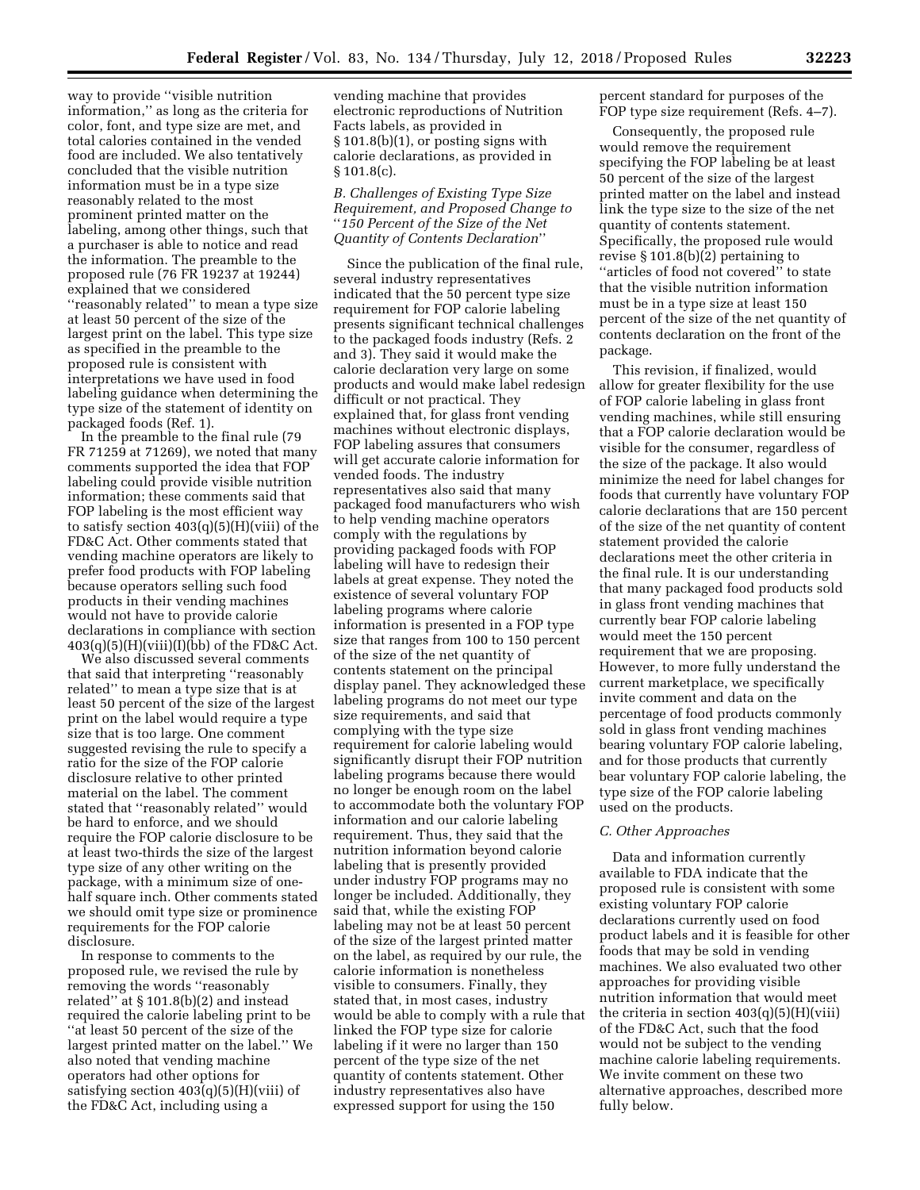way to provide "visible nutrition information," as long as the criteria for color, font, and type size are met, and total calories contained in the vended food are included. We also tentatively concluded that the visible nutrition information must be in a type size reasonably related to the most prominent printed matter on the labeling, among other things, such that a purchaser is able to notice and read the information. The preamble to the proposed rule (76 FR 19237 at 19244) explained that we considered "reasonably related" to mean a type size at least 50 percent of the size of the largest print on the label. This type size as specified in the preamble to the proposed rule is consistent with interpretations we have used in food labeling guidance when determining the type size of the statement of identity on packaged foods (Ref. 1).

In the preamble to the final rule (79 FR 71259 at 71269), we noted that many comments supported the idea that FOP labeling could provide visible nutrition information; these comments said that FOP labeling is the most efficient way to satisfy section 403(q)(5)(H)(viii) of the FD&C Act. Other comments stated that vending machine operators are likely to prefer food products with FOP labeling because operators selling such food products in their vending machines would not have to provide calorie declarations in compliance with section 403(q)(5)(H)(viii)(I)(bb) of the FD&C Act.

We also discussed several comments that said that interpreting "reasonably related" to mean a type size that is at least 50 percent of the size of the largest print on the label would require a type size that is too large. One comment suggested revising the rule to specify a ratio for the size of the FOP calorie disclosure relative to other printed material on the label. The comment stated that "reasonably related" would be hard to enforce, and we should require the FOP calorie disclosure to be at least two-thirds the size of the largest type size of any other writing on the package, with a minimum size of one-half square inch. Other comments stated we should omit type size or prominence requirements for the FOP calorie disclosure.

In response to comments to the proposed rule, we revised the rule by removing the words "reasonably related" at § 101.8(b)(2) and instead required the calorie labeling print to be "at least 50 percent of the size of the largest printed matter on the label." We also noted that vending machine operators had other options for satisfying section 403(q)(5)(H)(viii) of the FD&C Act, including using a vending machine that provides electronic reproductions of Nutrition Facts labels, as provided in § 101.8(b)(1), or posting signs with calorie declarations, as provided in § 101.8(c).

### B. Challenges of Existing Type Size Requirement, and Proposed Change to "150 Percent of the Size of the Net Quantity of Contents Declaration"

Since the publication of the final rule, several industry representatives indicated that the 50 percent type size requirement for FOP calorie labeling presents significant technical challenges to the packaged foods industry (Refs. 2 and 3). They said it would make the calorie declaration very large on some products and would make label redesign difficult or not practical. They explained that, for glass front vending machines without electronic displays, FOP labeling assures that consumers will get accurate calorie information for vended foods. The industry representatives also said that many packaged food manufacturers who wish to help vending machine operators comply with the regulations by providing packaged foods with FOP labeling will have to redesign their labels at great expense. They noted the existence of several voluntary FOP labeling programs where calorie information is presented in a FOP type size that ranges from 100 to 150 percent of the size of the net quantity of contents statement on the principal display panel. They acknowledged these labeling programs do not meet our type size requirements, and said that complying with the type size requirement for calorie labeling would significantly disrupt their FOP nutrition labeling programs because there would no longer be enough room on the label to accommodate both the voluntary FOP information and our calorie labeling requirement. Thus, they said that the nutrition information beyond calorie labeling that is presently provided under industry FOP programs may no longer be included. Additionally, they said that, while the existing FOP labeling may not be at least 50 percent of the size of the largest printed matter on the label, as required by our rule, the calorie information is nonetheless visible to consumers. Finally, they stated that, in most cases, industry would be able to comply with a rule that linked the FOP type size for calorie labeling if it were no larger than 150 percent of the type size of the net quantity of contents statement. Other industry representatives also have expressed support for using the 150 percent standard for purposes of the FOP type size requirement (Refs. 4–7).

Consequently, the proposed rule would remove the requirement specifying the FOP labeling be at least 50 percent of the size of the largest printed matter on the label and instead link the type size to the size of the net quantity of contents statement. Specifically, the proposed rule would revise § 101.8(b)(2) pertaining to "articles of food not covered" to state that the visible nutrition information must be in a type size at least 150 percent of the size of the net quantity of contents declaration on the front of the package.

This revision, if finalized, would allow for greater flexibility for the use of FOP calorie labeling in glass front vending machines, while still ensuring that a FOP calorie declaration would be visible for the consumer, regardless of the size of the package. It also would minimize the need for label changes for foods that currently have voluntary FOP calorie declarations that are 150 percent of the size of the net quantity of content statement provided the calorie declarations meet the other criteria in the final rule. It is our understanding that many packaged food products sold in glass front vending machines that currently bear FOP calorie labeling would meet the 150 percent requirement that we are proposing. However, to more fully understand the current marketplace, we specifically invite comment and data on the percentage of food products commonly sold in glass front vending machines bearing voluntary FOP calorie labeling, and for those products that currently bear voluntary FOP calorie labeling, the type size of the FOP calorie labeling used on the products.

### C. Other Approaches

Data and information currently available to FDA indicate that the proposed rule is consistent with some existing voluntary FOP calorie declarations currently used on food product labels and it is feasible for other foods that may be sold in vending machines. We also evaluated two other approaches for providing visible nutrition information that would meet the criteria in section 403(q)(5)(H)(viii) of the FD&C Act, such that the food would not be subject to the vending machine calorie labeling requirements. We invite comment on these two alternative approaches, described more fully below.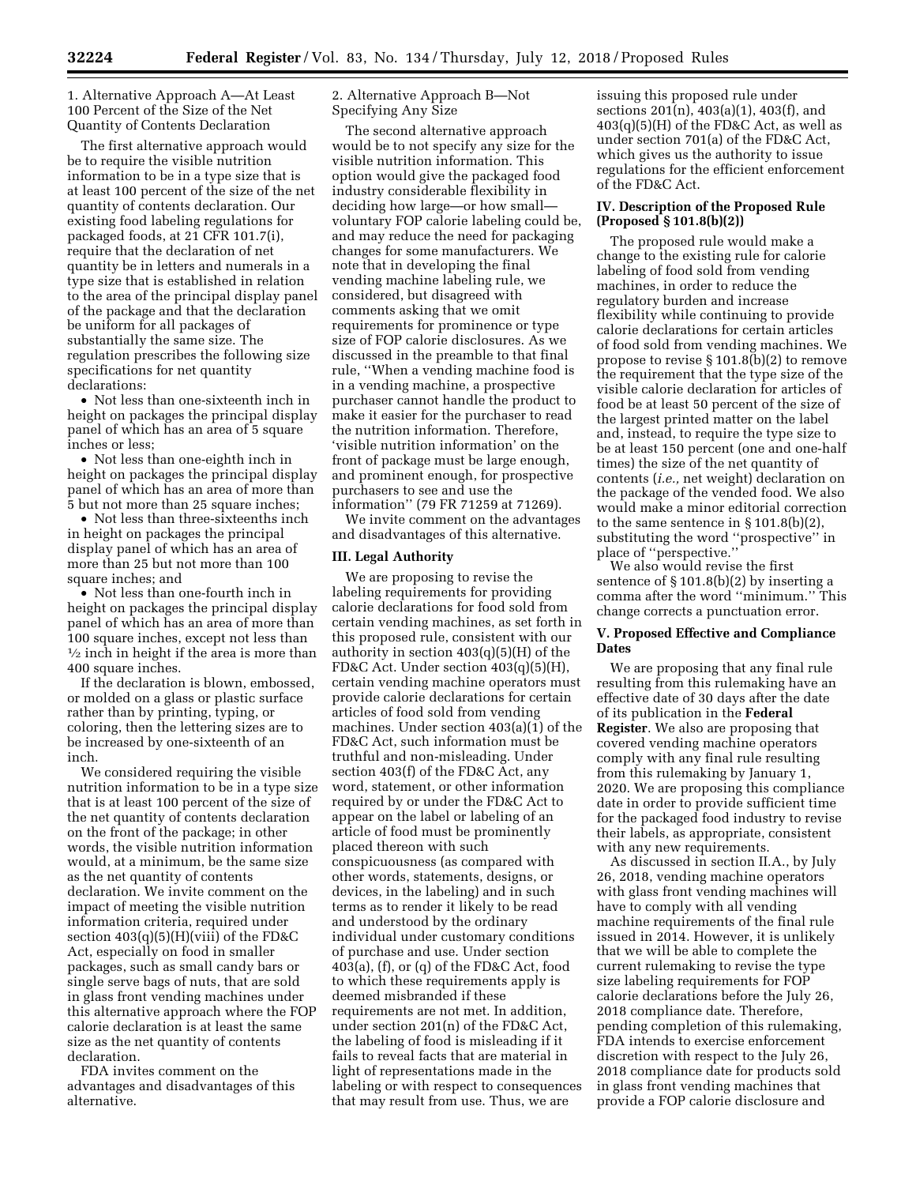1. Alternative Approach A—At Least 100 Percent of the Size of the Net Quantity of Contents Declaration

The first alternative approach would be to require the visible nutrition information to be in a type size that is at least 100 percent of the size of the net quantity of contents declaration. Our existing food labeling regulations for packaged foods, at 21 CFR 101.7(i), require that the declaration of net quantity be in letters and numerals in a type size that is established in relation to the area of the principal display panel of the package and that the declaration be uniform for all packages of substantially the same size. The regulation prescribes the following size specifications for net quantity declarations:

- Not less than one-sixteenth inch in height on packages the principal display panel of which has an area of 5 square inches or less;
- Not less than one-eighth inch in height on packages the principal display panel of which has an area of more than 5 but not more than 25 square inches;
- Not less than three-sixteenths inch in height on packages the principal display panel of which has an area of more than 25 but not more than 100 square inches; and
- Not less than one-fourth inch in height on packages the principal display panel of which has an area of more than 100 square inches, except not less than ½ inch in height if the area is more than 400 square inches.

If the declaration is blown, embossed, or molded on a glass or plastic surface rather than by printing, typing, or coloring, then the lettering sizes are to be increased by one-sixteenth of an inch.

We considered requiring the visible nutrition information to be in a type size that is at least 100 percent of the size of the net quantity of contents declaration on the front of the package; in other words, the visible nutrition information would, at a minimum, be the same size as the net quantity of contents declaration. We invite comment on the impact of meeting the visible nutrition information criteria, required under section 403(q)(5)(H)(viii) of the FD&C Act, especially on food in smaller packages, such as small candy bars or single serve bags of nuts, that are sold in glass front vending machines under this alternative approach where the FOP calorie declaration is at least the same size as the net quantity of contents declaration.

FDA invites comment on the advantages and disadvantages of this alternative.

2. Alternative Approach B—Not Specifying Any Size

The second alternative approach would be to not specify any size for the visible nutrition information. This option would give the packaged food industry considerable flexibility in deciding how large—or how small—voluntary FOP calorie labeling could be, and may reduce the need for packaging changes for some manufacturers. We note that in developing the final vending machine labeling rule, we considered, but disagreed with comments asking that we omit requirements for prominence or type size of FOP calorie disclosures. As we discussed in the preamble to that final rule, ''When a vending machine food is in a vending machine, a prospective purchaser cannot handle the product to make it easier for the purchaser to read the nutrition information. Therefore, 'visible nutrition information' on the front of package must be large enough, and prominent enough, for prospective purchasers to see and use the information'' (79 FR 71259 at 71269).

We invite comment on the advantages and disadvantages of this alternative.

## III. Legal Authority

We are proposing to revise the labeling requirements for providing calorie declarations for food sold from certain vending machines, as set forth in this proposed rule, consistent with our authority in section 403(q)(5)(H) of the FD&C Act. Under section 403(q)(5)(H), certain vending machine operators must provide calorie declarations for certain articles of food sold from vending machines. Under section 403(a)(1) of the FD&C Act, such information must be truthful and non-misleading. Under section 403(f) of the FD&C Act, any word, statement, or other information required by or under the FD&C Act to appear on the label or labeling of an article of food must be prominently placed thereon with such conspicuousness (as compared with other words, statements, designs, or devices, in the labeling) and in such terms as to render it likely to be read and understood by the ordinary individual under customary conditions of purchase and use. Under section 403(a), (f), or (q) of the FD&C Act, food to which these requirements apply is deemed misbranded if these requirements are not met. In addition, under section 201(n) of the FD&C Act, the labeling of food is misleading if it fails to reveal facts that are material in light of representations made in the labeling or with respect to consequences that may result from use. Thus, we are issuing this proposed rule under sections 201(n), 403(a)(1), 403(f), and 403(q)(5)(H) of the FD&C Act, as well as under section 701(a) of the FD&C Act, which gives us the authority to issue regulations for the efficient enforcement of the FD&C Act.

## IV. Description of the Proposed Rule (Proposed § 101.8(b)(2))

The proposed rule would make a change to the existing rule for calorie labeling of food sold from vending machines, in order to reduce the regulatory burden and increase flexibility while continuing to provide calorie declarations for certain articles of food sold from vending machines. We propose to revise § 101.8(b)(2) to remove the requirement that the type size of the visible calorie declaration for articles of food be at least 50 percent of the size of the largest printed matter on the label and, instead, to require the type size to be at least 150 percent (one and one-half times) the size of the net quantity of contents (*i.e.,* net weight) declaration on the package of the vended food. We also would make a minor editorial correction to the same sentence in § 101.8(b)(2), substituting the word ''prospective'' in place of ''perspective.''

We also would revise the first sentence of § 101.8(b)(2) by inserting a comma after the word ''minimum.'' This change corrects a punctuation error.

## V. Proposed Effective and Compliance Dates

We are proposing that any final rule resulting from this rulemaking have an effective date of 30 days after the date of its publication in the **Federal Register**. We also are proposing that covered vending machine operators comply with any final rule resulting from this rulemaking by January 1, 2020. We are proposing this compliance date in order to provide sufficient time for the packaged food industry to revise their labels, as appropriate, consistent with any new requirements.

As discussed in section II.A., by July 26, 2018, vending machine operators with glass front vending machines will have to comply with all vending machine requirements of the final rule issued in 2014. However, it is unlikely that we will be able to complete the current rulemaking to revise the type size labeling requirements for FOP calorie declarations before the July 26, 2018 compliance date. Therefore, pending completion of this rulemaking, FDA intends to exercise enforcement discretion with respect to the July 26, 2018 compliance date for products sold in glass front vending machines that provide a FOP calorie disclosure and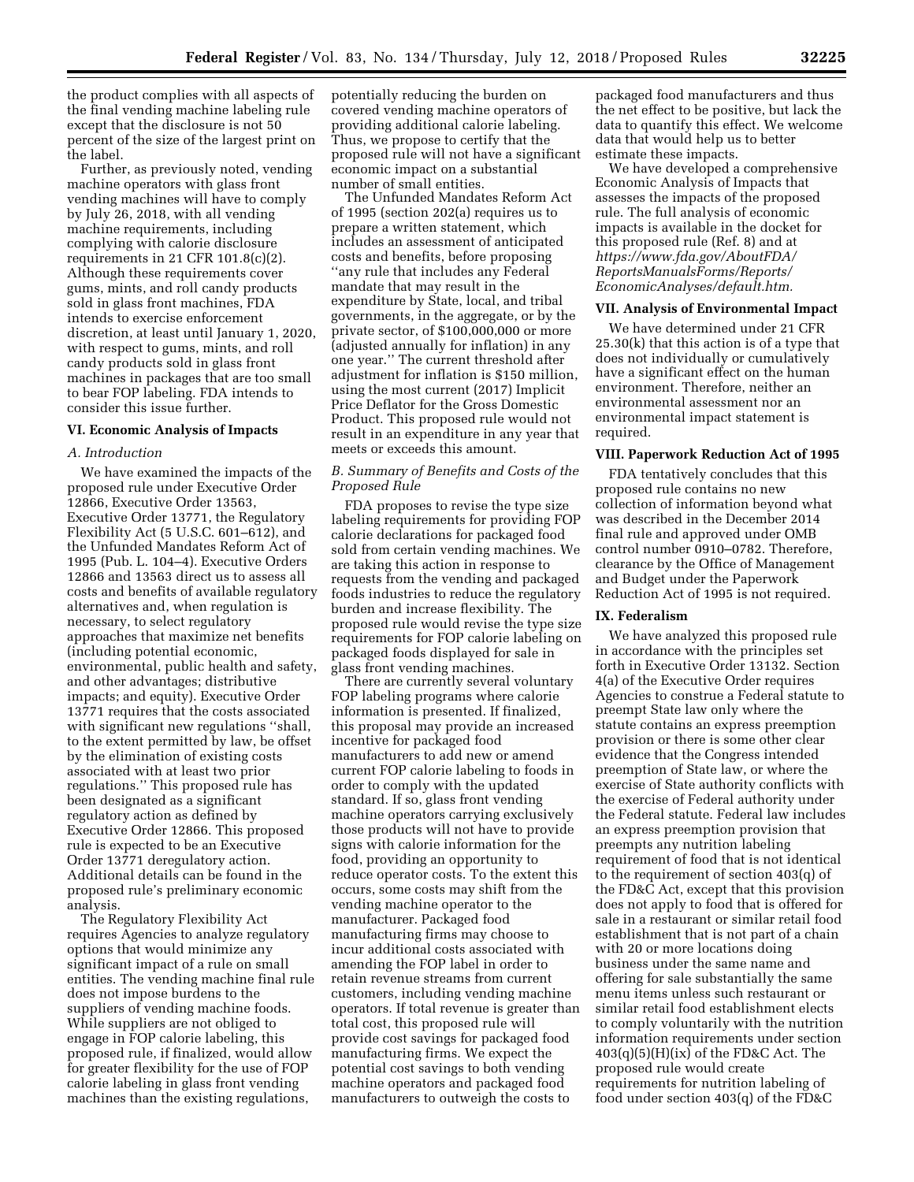the product complies with all aspects of the final vending machine labeling rule except that the disclosure is not 50 percent of the size of the largest print on the label.

Further, as previously noted, vending machine operators with glass front vending machines will have to comply by July 26, 2018, with all vending machine requirements, including complying with calorie disclosure requirements in 21 CFR 101.8(c)(2). Although these requirements cover gums, mints, and roll candy products sold in glass front machines, FDA intends to exercise enforcement discretion, at least until January 1, 2020, with respect to gums, mints, and roll candy products sold in glass front machines in packages that are too small to bear FOP labeling. FDA intends to consider this issue further.

## VI. Economic Analysis of Impacts

### *A. Introduction*

We have examined the impacts of the proposed rule under Executive Order 12866, Executive Order 13563, Executive Order 13771, the Regulatory Flexibility Act (5 U.S.C. 601–612), and the Unfunded Mandates Reform Act of 1995 (Pub. L. 104–4). Executive Orders 12866 and 13563 direct us to assess all costs and benefits of available regulatory alternatives and, when regulation is necessary, to select regulatory approaches that maximize net benefits (including potential economic, environmental, public health and safety, and other advantages; distributive impacts; and equity). Executive Order 13771 requires that the costs associated with significant new regulations ''shall, to the extent permitted by law, be offset by the elimination of existing costs associated with at least two prior regulations.'' This proposed rule has been designated as a significant regulatory action as defined by Executive Order 12866. This proposed rule is expected to be an Executive Order 13771 deregulatory action. Additional details can be found in the proposed rule's preliminary economic analysis.

The Regulatory Flexibility Act requires Agencies to analyze regulatory options that would minimize any significant impact of a rule on small entities. The vending machine final rule does not impose burdens to the suppliers of vending machine foods. While suppliers are not obliged to engage in FOP calorie labeling, this proposed rule, if finalized, would allow for greater flexibility for the use of FOP calorie labeling in glass front vending machines than the existing regulations, potentially reducing the burden on covered vending machine operators of providing additional calorie labeling. Thus, we propose to certify that the proposed rule will not have a significant economic impact on a substantial number of small entities.

The Unfunded Mandates Reform Act of 1995 (section 202(a) requires us to prepare a written statement, which includes an assessment of anticipated costs and benefits, before proposing ''any rule that includes any Federal mandate that may result in the expenditure by State, local, and tribal governments, in the aggregate, or by the private sector, of $100,000,000 or more (adjusted annually for inflation) in any one year.'' The current threshold after adjustment for inflation is $150 million, using the most current (2017) Implicit Price Deflator for the Gross Domestic Product. This proposed rule would not result in an expenditure in any year that meets or exceeds this amount.

### *B. Summary of Benefits and Costs of the Proposed Rule*

FDA proposes to revise the type size labeling requirements for providing FOP calorie declarations for packaged food sold from certain vending machines. We are taking this action in response to requests from the vending and packaged foods industries to reduce the regulatory burden and increase flexibility. The proposed rule would revise the type size requirements for FOP calorie labeling on packaged foods displayed for sale in glass front vending machines.

There are currently several voluntary FOP labeling programs where calorie information is presented. If finalized, this proposal may provide an increased incentive for packaged food manufacturers to add new or amend current FOP calorie labeling to foods in order to comply with the updated standard. If so, glass front vending machine operators carrying exclusively those products will not have to provide signs with calorie information for the food, providing an opportunity to reduce operator costs. To the extent this occurs, some costs may shift from the vending machine operator to the manufacturer. Packaged food manufacturing firms may choose to incur additional costs associated with amending the FOP label in order to retain revenue streams from current customers, including vending machine operators. If total revenue is greater than total cost, this proposed rule will provide cost savings for packaged food manufacturing firms. We expect the potential cost savings to both vending machine operators and packaged food manufacturers to outweigh the costs to packaged food manufacturers and thus the net effect to be positive, but lack the data to quantify this effect. We welcome data that would help us to better estimate these impacts.

We have developed a comprehensive Economic Analysis of Impacts that assesses the impacts of the proposed rule. The full analysis of economic impacts is available in the docket for this proposed rule (Ref. 8) and at *https://www.fda.gov/AboutFDA/ReportsManualsForms/Reports/EconomicAnalyses/default.htm.*

## VII. Analysis of Environmental Impact

We have determined under 21 CFR 25.30(k) that this action is of a type that does not individually or cumulatively have a significant effect on the human environment. Therefore, neither an environmental assessment nor an environmental impact statement is required.

## VIII. Paperwork Reduction Act of 1995

FDA tentatively concludes that this proposed rule contains no new collection of information beyond what was described in the December 2014 final rule and approved under OMB control number 0910–0782. Therefore, clearance by the Office of Management and Budget under the Paperwork Reduction Act of 1995 is not required.

## IX. Federalism

We have analyzed this proposed rule in accordance with the principles set forth in Executive Order 13132. Section 4(a) of the Executive Order requires Agencies to construe a Federal statute to preempt State law only where the statute contains an express preemption provision or there is some other clear evidence that the Congress intended preemption of State law, or where the exercise of State authority conflicts with the exercise of Federal authority under the Federal statute. Federal law includes an express preemption provision that preempts any nutrition labeling requirement of food that is not identical to the requirement of section 403(q) of the FD&C Act, except that this provision does not apply to food that is offered for sale in a restaurant or similar retail food establishment that is not part of a chain with 20 or more locations doing business under the same name and offering for sale substantially the same menu items unless such restaurant or similar retail food establishment elects to comply voluntarily with the nutrition information requirements under section 403(q)(5)(H)(ix) of the FD&C Act. The proposed rule would create requirements for nutrition labeling of food under section 403(q) of the FD&C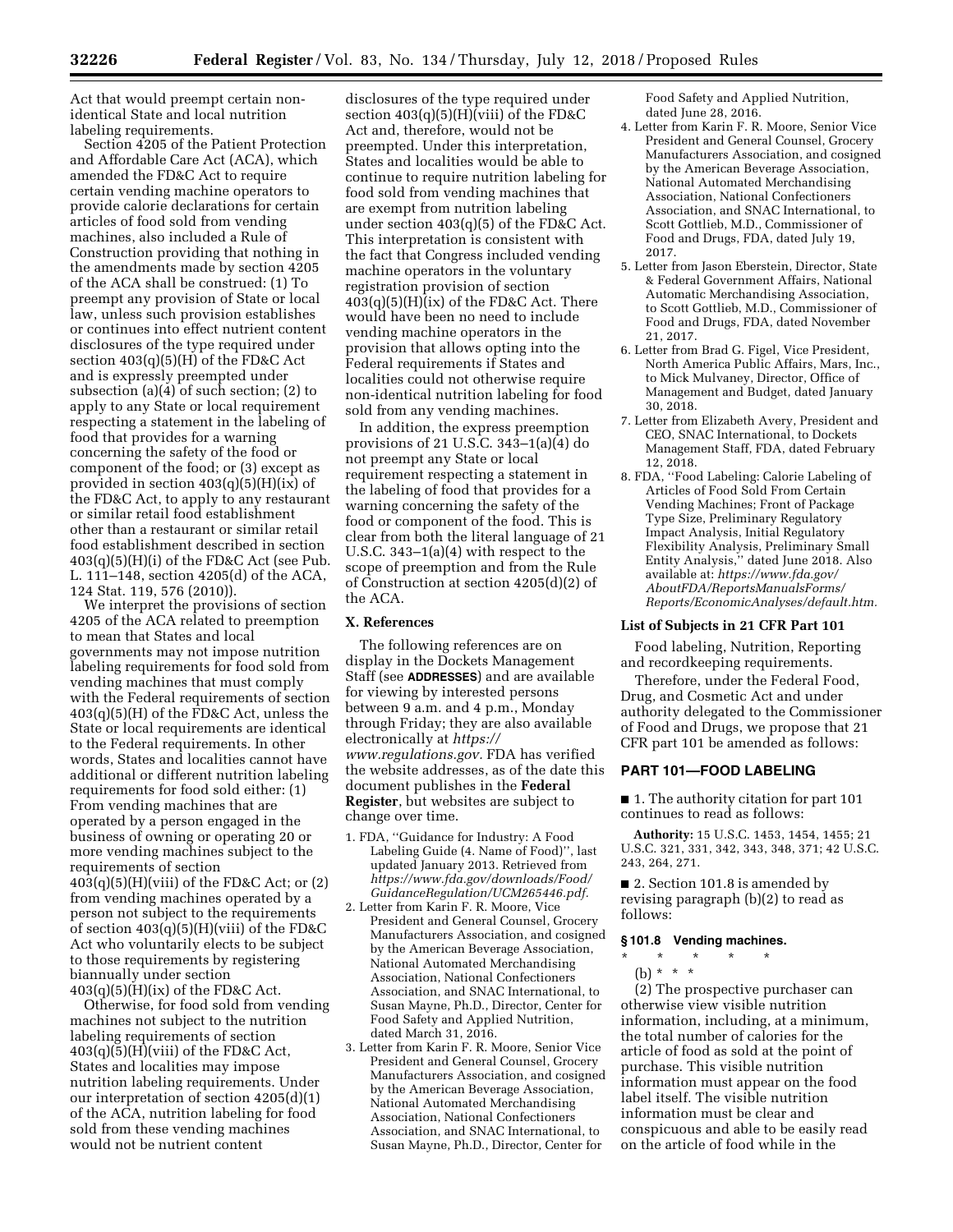Act that would preempt certain non-identical State and local nutrition labeling requirements.

Section 4205 of the Patient Protection and Affordable Care Act (ACA), which amended the FD&C Act to require certain vending machine operators to provide calorie declarations for certain articles of food sold from vending machines, also included a Rule of Construction providing that nothing in the amendments made by section 4205 of the ACA shall be construed: (1) To preempt any provision of State or local law, unless such provision establishes or continues into effect nutrient content disclosures of the type required under section 403(q)(5)(H) of the FD&C Act and is expressly preempted under subsection (a)(4) of such section; (2) to apply to any State or local requirement respecting a statement in the labeling of food that provides for a warning concerning the safety of the food or component of the food; or (3) except as provided in section 403(q)(5)(H)(ix) of the FD&C Act, to apply to any restaurant or similar retail food establishment other than a restaurant or similar retail food establishment described in section 403(q)(5)(H)(i) of the FD&C Act (see Pub. L. 111–148, section 4205(d) of the ACA, 124 Stat. 119, 576 (2010)).

We interpret the provisions of section 4205 of the ACA related to preemption to mean that States and local governments may not impose nutrition labeling requirements for food sold from vending machines that must comply with the Federal requirements of section 403(q)(5)(H) of the FD&C Act, unless the State or local requirements are identical to the Federal requirements. In other words, States and localities cannot have additional or different nutrition labeling requirements for food sold either: (1) From vending machines that are operated by a person engaged in the business of owning or operating 20 or more vending machines subject to the requirements of section 403(q)(5)(H)(viii) of the FD&C Act; or (2) from vending machines operated by a person not subject to the requirements of section 403(q)(5)(H)(viii) of the FD&C Act who voluntarily elects to be subject to those requirements by registering biannually under section 403(q)(5)(H)(ix) of the FD&C Act.

Otherwise, for food sold from vending machines not subject to the nutrition labeling requirements of section 403(q)(5)(H)(viii) of the FD&C Act, States and localities may impose nutrition labeling requirements. Under our interpretation of section 4205(d)(1) of the ACA, nutrition labeling for food sold from these vending machines would not be nutrient content disclosures of the type required under section 403(q)(5)(H)(viii) of the FD&C Act and, therefore, would not be preempted. Under this interpretation, States and localities would be able to continue to require nutrition labeling for food sold from vending machines that are exempt from nutrition labeling under section 403(q)(5) of the FD&C Act. This interpretation is consistent with the fact that Congress included vending machine operators in the voluntary registration provision of section 403(q)(5)(H)(ix) of the FD&C Act. There would have been no need to include vending machine operators in the provision that allows opting into the Federal requirements if States and localities could not otherwise require non-identical nutrition labeling for food sold from any vending machines.

In addition, the express preemption provisions of 21 U.S.C. 343–1(a)(4) do not preempt any State or local requirement respecting a statement in the labeling of food that provides for a warning concerning the safety of the food or component of the food. This is clear from both the literal language of 21 U.S.C. 343–1(a)(4) with respect to the scope of preemption and from the Rule of Construction at section 4205(d)(2) of the ACA.

## X. References

The following references are on display in the Dockets Management Staff (see **ADDRESSES**) and are available for viewing by interested persons between 9 a.m. and 4 p.m., Monday through Friday; they are also available electronically at *https://www.regulations.gov.* FDA has verified the website addresses, as of the date this document publishes in the **Federal Register**, but websites are subject to change over time.

1. FDA, ''Guidance for Industry: A Food Labeling Guide (4. Name of Food)'', last updated January 2013. Retrieved from *https://www.fda.gov/downloads/Food/GuidanceRegulation/UCM265446.pdf.*
2. Letter from Karin F. R. Moore, Vice President and General Counsel, Grocery Manufacturers Association, and cosigned by the American Beverage Association, National Automated Merchandising Association, National Confectioners Association, and SNAC International, to Susan Mayne, Ph.D., Director, Center for Food Safety and Applied Nutrition, dated March 31, 2016.
3. Letter from Karin F. R. Moore, Senior Vice President and General Counsel, Grocery Manufacturers Association, and cosigned by the American Beverage Association, National Automated Merchandising Association, National Confectioners Association, and SNAC International, to Susan Mayne, Ph.D., Director, Center for Food Safety and Applied Nutrition, dated June 28, 2016.
4. Letter from Karin F. R. Moore, Senior Vice President and General Counsel, Grocery Manufacturers Association, and cosigned by the American Beverage Association, National Automated Merchandising Association, National Confectioners Association, and SNAC International, to Scott Gottlieb, M.D., Commissioner of Food and Drugs, FDA, dated July 19, 2017.
5. Letter from Jason Eberstein, Director, State & Federal Government Affairs, National Automatic Merchandising Association, to Scott Gottlieb, M.D., Commissioner of Food and Drugs, FDA, dated November 21, 2017.
6. Letter from Brad G. Figel, Vice President, North America Public Affairs, Mars, Inc., to Mick Mulvaney, Director, Office of Management and Budget, dated January 30, 2018.
7. Letter from Elizabeth Avery, President and CEO, SNAC International, to Dockets Management Staff, FDA, dated February 12, 2018.
8. FDA, ''Food Labeling: Calorie Labeling of Articles of Food Sold From Certain Vending Machines; Front of Package Type Size, Preliminary Regulatory Impact Analysis, Initial Regulatory Flexibility Analysis, Preliminary Small Entity Analysis,'' dated June 2018. Also available at: *https://www.fda.gov/AboutFDA/ReportsManualsForms/Reports/EconomicAnalyses/default.htm.*

### List of Subjects in 21 CFR Part 101

Food labeling, Nutrition, Reporting and recordkeeping requirements.

Therefore, under the Federal Food, Drug, and Cosmetic Act and under authority delegated to the Commissioner of Food and Drugs, we propose that 21 CFR part 101 be amended as follows:

## PART 101—FOOD LABELING

■ 1. The authority citation for part 101 continues to read as follows:

**Authority:** 15 U.S.C. 1453, 1454, 1455; 21 U.S.C. 321, 331, 342, 343, 348, 371; 42 U.S.C. 243, 264, 271.

■ 2. Section 101.8 is amended by revising paragraph (b)(2) to read as follows:

### § 101.8 Vending machines.

\* \* \* \* \*

(b) \* \* \*

(2) The prospective purchaser can otherwise view visible nutrition information, including, at a minimum, the total number of calories for the article of food as sold at the point of purchase. This visible nutrition information must appear on the food label itself. The visible nutrition information must be clear and conspicuous and able to be easily read on the article of food while in the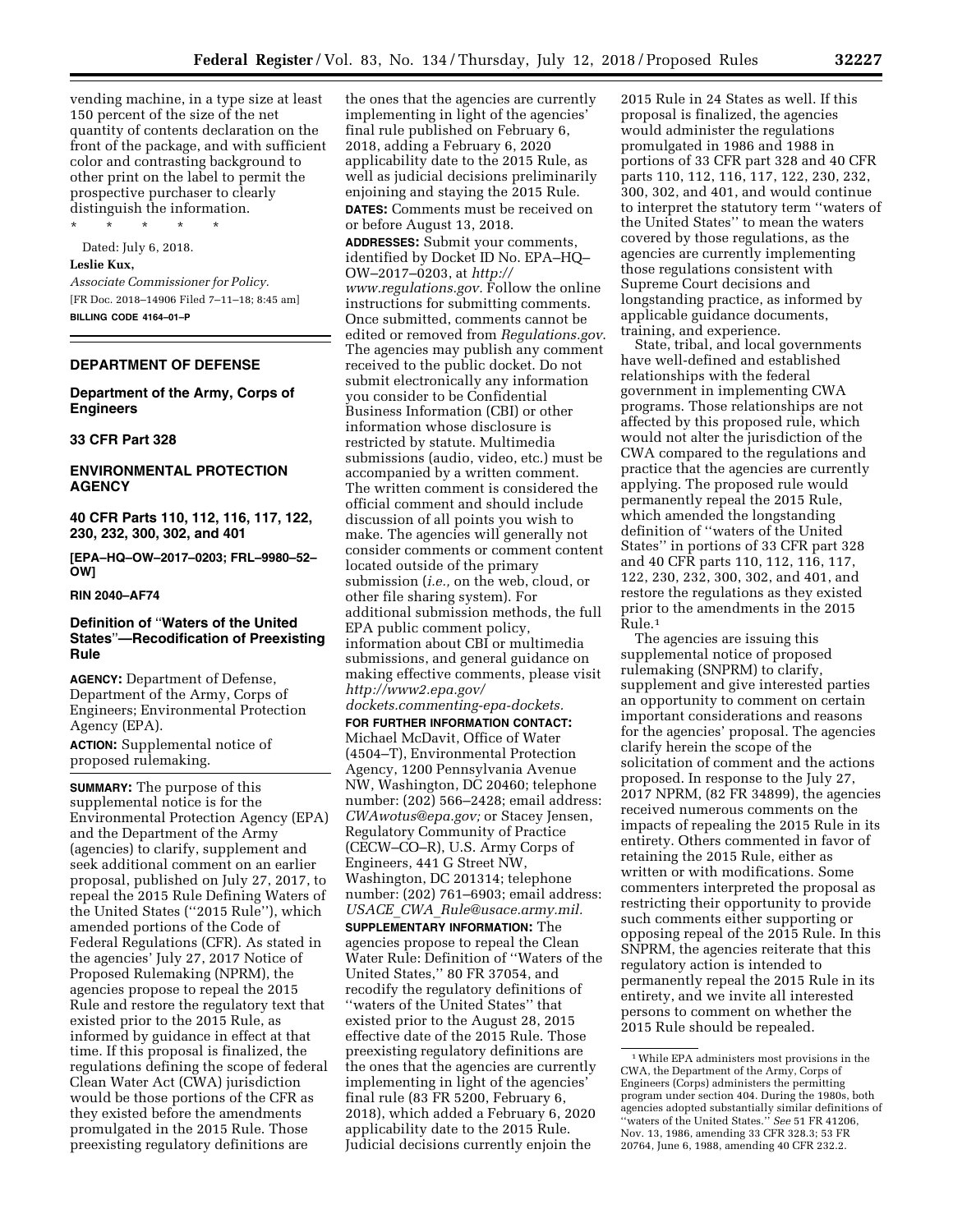vending machine, in a type size at least 150 percent of the size of the net quantity of contents declaration on the front of the package, and with sufficient color and contrasting background to other print on the label to permit the prospective purchaser to clearly distinguish the information.

\* \* \* \* \*

Dated: July 6, 2018.

**Leslie Kux,**

*Associate Commissioner for Policy.*

[FR Doc. 2018–14906 Filed 7–11–18; 8:45 am]

**BILLING CODE 4164–01–P**

---

## DEPARTMENT OF DEFENSE

### Department of the Army, Corps of Engineers

### 33 CFR Part 328

## ENVIRONMENTAL PROTECTION AGENCY

### 40 CFR Parts 110, 112, 116, 117, 122, 230, 232, 300, 302, and 401

**[EPA–HQ–OW–2017–0203; FRL–9980–52–OW]**

**RIN 2040–AF74**

### Definition of "Waters of the United States"—Recodification of Preexisting Rule

**AGENCY:** Department of Defense, Department of the Army, Corps of Engineers; Environmental Protection Agency (EPA).

**ACTION:** Supplemental notice of proposed rulemaking.

**SUMMARY:** The purpose of this supplemental notice is for the Environmental Protection Agency (EPA) and the Department of the Army (agencies) to clarify, supplement and seek additional comment on an earlier proposal, published on July 27, 2017, to repeal the 2015 Rule Defining Waters of the United States ("2015 Rule"), which amended portions of the Code of Federal Regulations (CFR). As stated in the agencies' July 27, 2017 Notice of Proposed Rulemaking (NPRM), the agencies propose to repeal the 2015 Rule and restore the regulatory text that existed prior to the 2015 Rule, as informed by guidance in effect at that time. If this proposal is finalized, the regulations defining the scope of federal Clean Water Act (CWA) jurisdiction would be those portions of the CFR as they existed before the amendments promulgated in the 2015 Rule. Those preexisting regulatory definitions are the ones that the agencies are currently implementing in light of the agencies' final rule published on February 6, 2018, adding a February 6, 2020 applicability date to the 2015 Rule, as well as judicial decisions preliminarily enjoining and staying the 2015 Rule.

**DATES:** Comments must be received on or before August 13, 2018.

**ADDRESSES:** Submit your comments, identified by Docket ID No. EPA–HQ–OW–2017–0203, at *http://www.regulations.gov.* Follow the online instructions for submitting comments. Once submitted, comments cannot be edited or removed from *Regulations.gov*. The agencies may publish any comment received to the public docket. Do not submit electronically any information you consider to be Confidential Business Information (CBI) or other information whose disclosure is restricted by statute. Multimedia submissions (audio, video, etc.) must be accompanied by a written comment. The written comment is considered the official comment and should include discussion of all points you wish to make. The agencies will generally not consider comments or comment content located outside of the primary submission (*i.e.,* on the web, cloud, or other file sharing system). For additional submission methods, the full EPA public comment policy, information about CBI or multimedia submissions, and general guidance on making effective comments, please visit *http://www2.epa.gov/dockets.commenting-epa-dockets.*

**FOR FURTHER INFORMATION CONTACT:** Michael McDavit, Office of Water (4504–T), Environmental Protection Agency, 1200 Pennsylvania Avenue NW, Washington, DC 20460; telephone number: (202) 566–2428; email address: *CWAwotus@epa.gov;* or Stacey Jensen, Regulatory Community of Practice (CECW–CO–R), U.S. Army Corps of Engineers, 441 G Street NW, Washington, DC 201314; telephone number: (202) 761–6903; email address: *USACE_CWA_Rule@usace.army.mil.*

**SUPPLEMENTARY INFORMATION:** The agencies propose to repeal the Clean Water Rule: Definition of "Waters of the United States," 80 FR 37054, and recodify the regulatory definitions of "waters of the United States" that existed prior to the August 28, 2015 effective date of the 2015 Rule. Those preexisting regulatory definitions are the ones that the agencies are currently implementing in light of the agencies' final rule (83 FR 5200, February 6, 2018), which added a February 6, 2020 applicability date to the 2015 Rule. Judicial decisions currently enjoin the 2015 Rule in 24 States as well. If this proposal is finalized, the agencies would administer the regulations promulgated in 1986 and 1988 in portions of 33 CFR part 328 and 40 CFR parts 110, 112, 116, 117, 122, 230, 232, 300, 302, and 401, and would continue to interpret the statutory term "waters of the United States" to mean the waters covered by those regulations, as the agencies are currently implementing those regulations consistent with Supreme Court decisions and longstanding practice, as informed by applicable guidance documents, training, and experience.

State, tribal, and local governments have well-defined and established relationships with the federal government in implementing CWA programs. Those relationships are not affected by this proposed rule, which would not alter the jurisdiction of the CWA compared to the regulations and practice that the agencies are currently applying. The proposed rule would permanently repeal the 2015 Rule, which amended the longstanding definition of "waters of the United States" in portions of 33 CFR part 328 and 40 CFR parts 110, 112, 116, 117, 122, 230, 232, 300, 302, and 401, and restore the regulations as they existed prior to the amendments in the 2015 Rule.[1]

The agencies are issuing this supplemental notice of proposed rulemaking (SNPRM) to clarify, supplement and give interested parties an opportunity to comment on certain important considerations and reasons for the agencies' proposal. The agencies clarify herein the scope of the solicitation of comment and the actions proposed. In response to the July 27, 2017 NPRM, (82 FR 34899), the agencies received numerous comments on the impacts of repealing the 2015 Rule in its entirety. Others commented in favor of retaining the 2015 Rule, either as written or with modifications. Some commenters interpreted the proposal as restricting their opportunity to provide such comments either supporting or opposing repeal of the 2015 Rule. In this SNPRM, the agencies reiterate that this regulatory action is intended to permanently repeal the 2015 Rule in its entirety, and we invite all interested persons to comment on whether the 2015 Rule should be repealed.

---

[1] While EPA administers most provisions in the CWA, the Department of the Army, Corps of Engineers (Corps) administers the permitting program under section 404. During the 1980s, both agencies adopted substantially similar definitions of "waters of the United States." *See* 51 FR 41206, Nov. 13, 1986, amending 33 CFR 328.3; 53 FR 20764, June 6, 1988, amending 40 CFR 232.2.